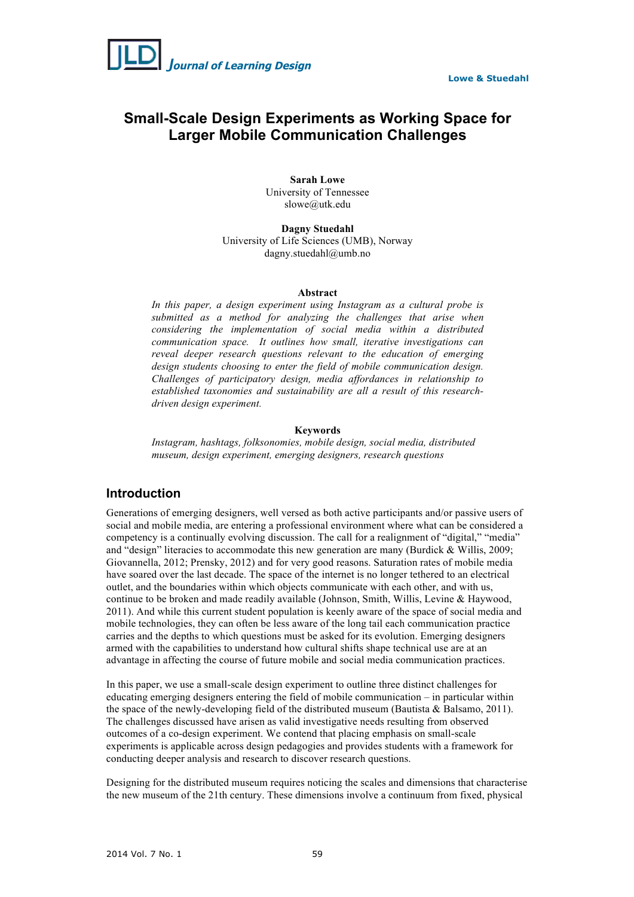# Small-Scale Design Experiments as Working Space for Larger Mobile Communication Challenges

**Sarah Lowe**
University of Tennessee
slowe@utk.edu

**Dagny Stuedahl**
University of Life Sciences (UMB), Norway
dagny.stuedahl@umb.no

## Abstract

*In this paper, a design experiment using Instagram as a cultural probe is submitted as a method for analyzing the challenges that arise when considering the implementation of social media within a distributed communication space. It outlines how small, iterative investigations can reveal deeper research questions relevant to the education of emerging design students choosing to enter the field of mobile communication design. Challenges of participatory design, media affordances in relationship to established taxonomies and sustainability are all a result of this research-driven design experiment.*

## Keywords

*Instagram, hashtags, folksonomies, mobile design, social media, distributed museum, design experiment, emerging designers, research questions*

## Introduction

Generations of emerging designers, well versed as both active participants and/or passive users of social and mobile media, are entering a professional environment where what can be considered a competency is a continually evolving discussion. The call for a realignment of "digital," "media" and "design" literacies to accommodate this new generation are many (Burdick & Willis, 2009; Giovannella, 2012; Prensky, 2012) and for very good reasons. Saturation rates of mobile media have soared over the last decade. The space of the internet is no longer tethered to an electrical outlet, and the boundaries within which objects communicate with each other, and with us, continue to be broken and made readily available (Johnson, Smith, Willis, Levine & Haywood, 2011). And while this current student population is keenly aware of the space of social media and mobile technologies, they can often be less aware of the long tail each communication practice carries and the depths to which questions must be asked for its evolution. Emerging designers armed with the capabilities to understand how cultural shifts shape technical use are at an advantage in affecting the course of future mobile and social media communication practices.

In this paper, we use a small-scale design experiment to outline three distinct challenges for educating emerging designers entering the field of mobile communication – in particular within the space of the newly-developing field of the distributed museum (Bautista & Balsamo, 2011). The challenges discussed have arisen as valid investigative needs resulting from observed outcomes of a co-design experiment. We contend that placing emphasis on small-scale experiments is applicable across design pedagogies and provides students with a framework for conducting deeper analysis and research to discover research questions.

Designing for the distributed museum requires noticing the scales and dimensions that characterise the new museum of the 21th century. These dimensions involve a continuum from fixed, physical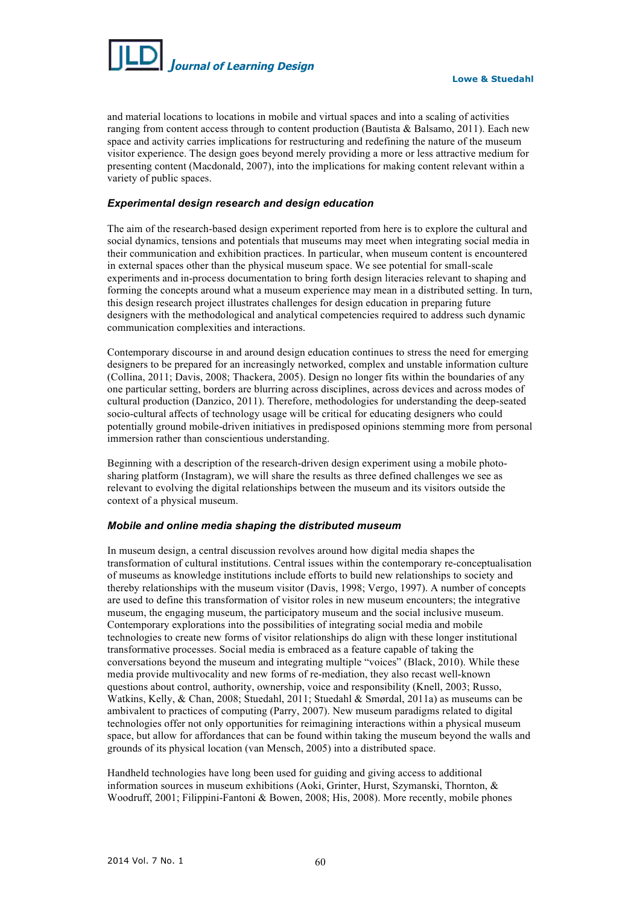and material locations to locations in mobile and virtual spaces and into a scaling of activities ranging from content access through to content production (Bautista & Balsamo, 2011). Each new space and activity carries implications for restructuring and redefining the nature of the museum visitor experience. The design goes beyond merely providing a more or less attractive medium for presenting content (Macdonald, 2007), into the implications for making content relevant within a variety of public spaces.

### *Experimental design research and design education*

The aim of the research-based design experiment reported from here is to explore the cultural and social dynamics, tensions and potentials that museums may meet when integrating social media in their communication and exhibition practices. In particular, when museum content is encountered in external spaces other than the physical museum space. We see potential for small-scale experiments and in-process documentation to bring forth design literacies relevant to shaping and forming the concepts around what a museum experience may mean in a distributed setting. In turn, this design research project illustrates challenges for design education in preparing future designers with the methodological and analytical competencies required to address such dynamic communication complexities and interactions.

Contemporary discourse in and around design education continues to stress the need for emerging designers to be prepared for an increasingly networked, complex and unstable information culture (Collina, 2011; Davis, 2008; Thackera, 2005). Design no longer fits within the boundaries of any one particular setting, borders are blurring across disciplines, across devices and across modes of cultural production (Danzico, 2011). Therefore, methodologies for understanding the deep-seated socio-cultural affects of technology usage will be critical for educating designers who could potentially ground mobile-driven initiatives in predisposed opinions stemming more from personal immersion rather than conscientious understanding.

Beginning with a description of the research-driven design experiment using a mobile photo-sharing platform (Instagram), we will share the results as three defined challenges we see as relevant to evolving the digital relationships between the museum and its visitors outside the context of a physical museum.

### *Mobile and online media shaping the distributed museum*

In museum design, a central discussion revolves around how digital media shapes the transformation of cultural institutions. Central issues within the contemporary re-conceptualisation of museums as knowledge institutions include efforts to build new relationships to society and thereby relationships with the museum visitor (Davis, 1998; Vergo, 1997). A number of concepts are used to define this transformation of visitor roles in new museum encounters; the integrative museum, the engaging museum, the participatory museum and the social inclusive museum. Contemporary explorations into the possibilities of integrating social media and mobile technologies to create new forms of visitor relationships do align with these longer institutional transformative processes. Social media is embraced as a feature capable of taking the conversations beyond the museum and integrating multiple "voices" (Black, 2010). While these media provide multivocality and new forms of re-mediation, they also recast well-known questions about control, authority, ownership, voice and responsibility (Knell, 2003; Russo, Watkins, Kelly, & Chan, 2008; Stuedahl, 2011; Stuedahl & Smørdal, 2011a) as museums can be ambivalent to practices of computing (Parry, 2007). New museum paradigms related to digital technologies offer not only opportunities for reimagining interactions within a physical museum space, but allow for affordances that can be found within taking the museum beyond the walls and grounds of its physical location (van Mensch, 2005) into a distributed space.

Handheld technologies have long been used for guiding and giving access to additional information sources in museum exhibitions (Aoki, Grinter, Hurst, Szymanski, Thornton, & Woodruff, 2001; Filippini-Fantoni & Bowen, 2008; His, 2008). More recently, mobile phones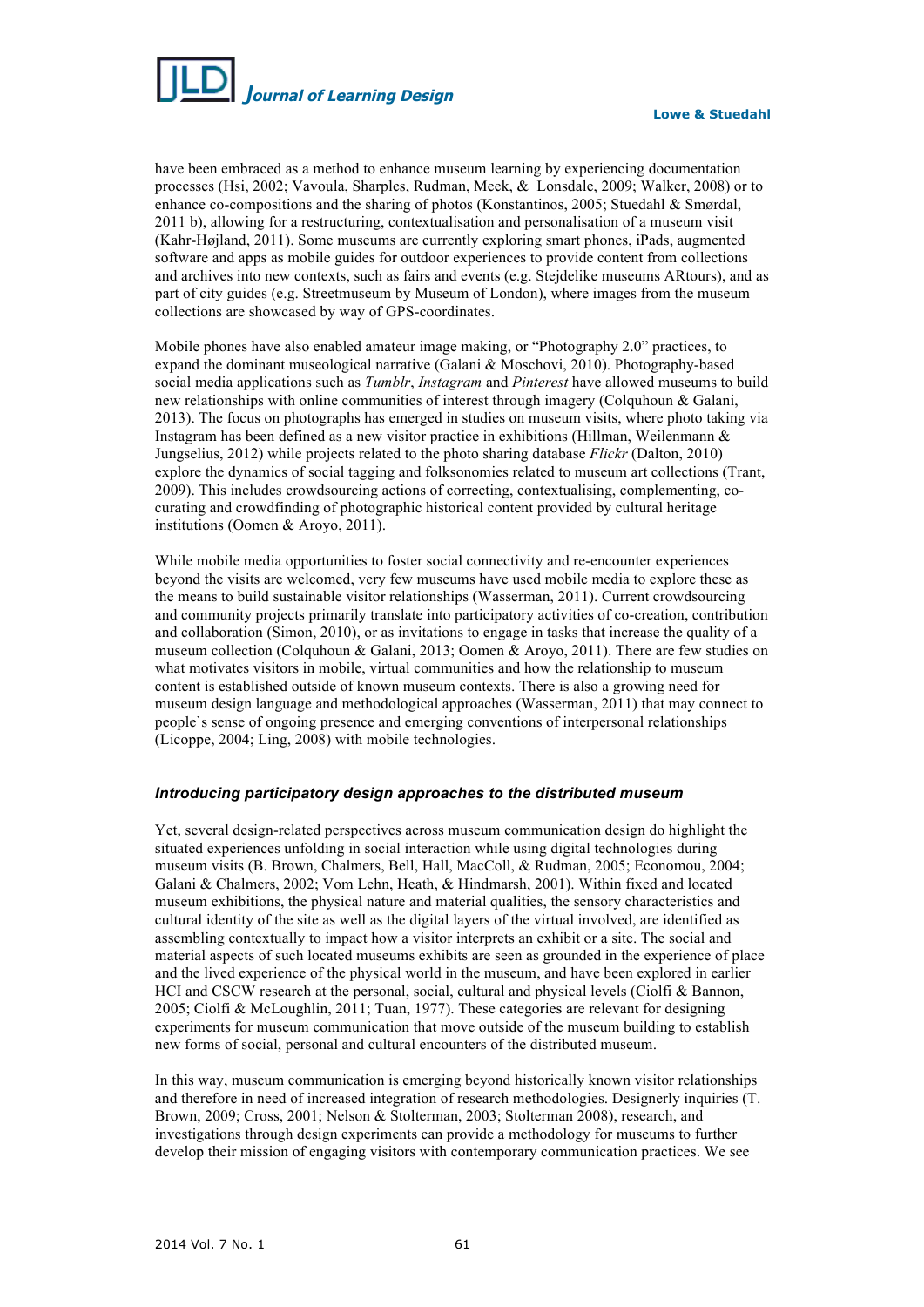have been embraced as a method to enhance museum learning by experiencing documentation processes (Hsi, 2002; Vavoula, Sharples, Rudman, Meek, & Lonsdale, 2009; Walker, 2008) or to enhance co-compositions and the sharing of photos (Konstantinos, 2005; Stuedahl & Smørdal, 2011 b), allowing for a restructuring, contextualisation and personalisation of a museum visit (Kahr-Højland, 2011). Some museums are currently exploring smart phones, iPads, augmented software and apps as mobile guides for outdoor experiences to provide content from collections and archives into new contexts, such as fairs and events (e.g. Stejdelike museums ARtours), and as part of city guides (e.g. Streetmuseum by Museum of London), where images from the museum collections are showcased by way of GPS-coordinates.

Mobile phones have also enabled amateur image making, or "Photography 2.0" practices, to expand the dominant museological narrative (Galani & Moschovi, 2010). Photography-based social media applications such as *Tumblr*, *Instagram* and *Pinterest* have allowed museums to build new relationships with online communities of interest through imagery (Colquhoun & Galani, 2013). The focus on photographs has emerged in studies on museum visits, where photo taking via Instagram has been defined as a new visitor practice in exhibitions (Hillman, Weilenmann & Jungselius, 2012) while projects related to the photo sharing database *Flickr* (Dalton, 2010) explore the dynamics of social tagging and folksonomies related to museum art collections (Trant, 2009). This includes crowdsourcing actions of correcting, contextualising, complementing, co-curating and crowdfinding of photographic historical content provided by cultural heritage institutions (Oomen & Aroyo, 2011).

While mobile media opportunities to foster social connectivity and re-encounter experiences beyond the visits are welcomed, very few museums have used mobile media to explore these as the means to build sustainable visitor relationships (Wasserman, 2011). Current crowdsourcing and community projects primarily translate into participatory activities of co-creation, contribution and collaboration (Simon, 2010), or as invitations to engage in tasks that increase the quality of a museum collection (Colquhoun & Galani, 2013; Oomen & Aroyo, 2011). There are few studies on what motivates visitors in mobile, virtual communities and how the relationship to museum content is established outside of known museum contexts. There is also a growing need for museum design language and methodological approaches (Wasserman, 2011) that may connect to people`s sense of ongoing presence and emerging conventions of interpersonal relationships (Licoppe, 2004; Ling, 2008) with mobile technologies.

### *Introducing participatory design approaches to the distributed museum*

Yet, several design-related perspectives across museum communication design do highlight the situated experiences unfolding in social interaction while using digital technologies during museum visits (B. Brown, Chalmers, Bell, Hall, MacColl, & Rudman, 2005; Economou, 2004; Galani & Chalmers, 2002; Vom Lehn, Heath, & Hindmarsh, 2001). Within fixed and located museum exhibitions, the physical nature and material qualities, the sensory characteristics and cultural identity of the site as well as the digital layers of the virtual involved, are identified as assembling contextually to impact how a visitor interprets an exhibit or a site. The social and material aspects of such located museums exhibits are seen as grounded in the experience of place and the lived experience of the physical world in the museum, and have been explored in earlier HCI and CSCW research at the personal, social, cultural and physical levels (Ciolfi & Bannon, 2005; Ciolfi & McLoughlin, 2011; Tuan, 1977). These categories are relevant for designing experiments for museum communication that move outside of the museum building to establish new forms of social, personal and cultural encounters of the distributed museum.

In this way, museum communication is emerging beyond historically known visitor relationships and therefore in need of increased integration of research methodologies. Designerly inquiries (T. Brown, 2009; Cross, 2001; Nelson & Stolterman, 2003; Stolterman 2008), research, and investigations through design experiments can provide a methodology for museums to further develop their mission of engaging visitors with contemporary communication practices. We see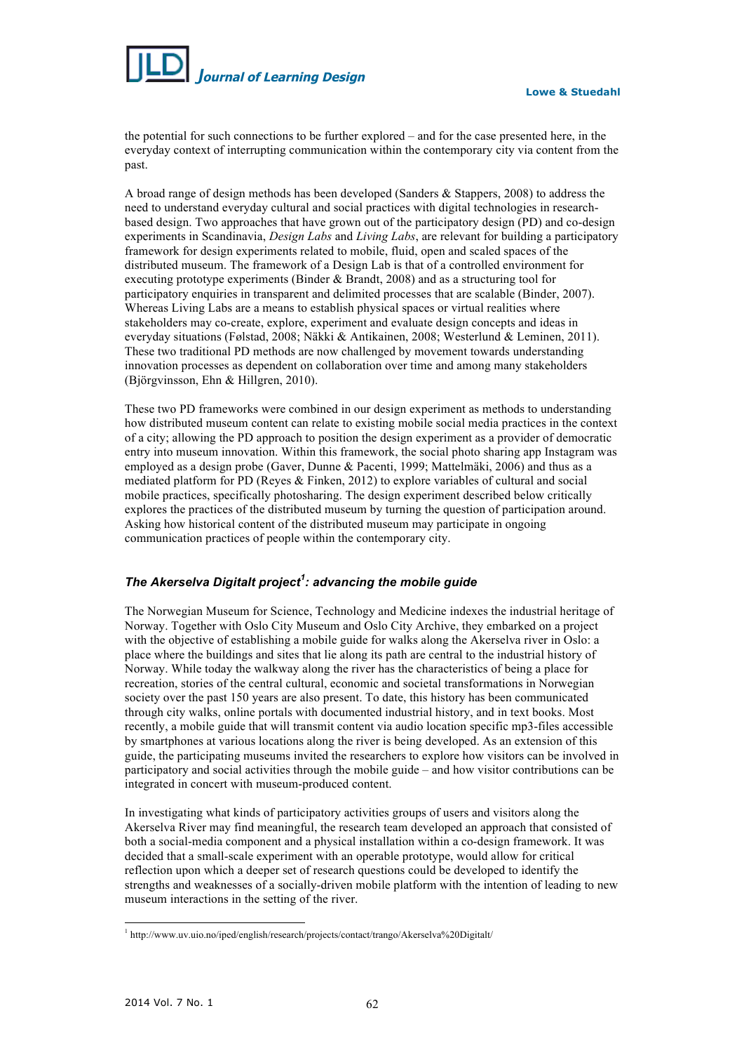the potential for such connections to be further explored – and for the case presented here, in the everyday context of interrupting communication within the contemporary city via content from the past.

A broad range of design methods has been developed (Sanders & Stappers, 2008) to address the need to understand everyday cultural and social practices with digital technologies in research-based design. Two approaches that have grown out of the participatory design (PD) and co-design experiments in Scandinavia, *Design Labs* and *Living Labs*, are relevant for building a participatory framework for design experiments related to mobile, fluid, open and scaled spaces of the distributed museum. The framework of a Design Lab is that of a controlled environment for executing prototype experiments (Binder & Brandt, 2008) and as a structuring tool for participatory enquiries in transparent and delimited processes that are scalable (Binder, 2007). Whereas Living Labs are a means to establish physical spaces or virtual realities where stakeholders may co-create, explore, experiment and evaluate design concepts and ideas in everyday situations (Følstad, 2008; Näkki & Antikainen, 2008; Westerlund & Leminen, 2011). These two traditional PD methods are now challenged by movement towards understanding innovation processes as dependent on collaboration over time and among many stakeholders (Björgvinsson, Ehn & Hillgren, 2010).

These two PD frameworks were combined in our design experiment as methods to understanding how distributed museum content can relate to existing mobile social media practices in the context of a city; allowing the PD approach to position the design experiment as a provider of democratic entry into museum innovation. Within this framework, the social photo sharing app Instagram was employed as a design probe (Gaver, Dunne & Pacenti, 1999; Mattelmäki, 2006) and thus as a mediated platform for PD (Reyes & Finken, 2012) to explore variables of cultural and social mobile practices, specifically photosharing. The design experiment described below critically explores the practices of the distributed museum by turning the question of participation around. Asking how historical content of the distributed museum may participate in ongoing communication practices of people within the contemporary city.

### *The Akerselva Digitalt project[1]: advancing the mobile guide*

The Norwegian Museum for Science, Technology and Medicine indexes the industrial heritage of Norway. Together with Oslo City Museum and Oslo City Archive, they embarked on a project with the objective of establishing a mobile guide for walks along the Akerselva river in Oslo: a place where the buildings and sites that lie along its path are central to the industrial history of Norway. While today the walkway along the river has the characteristics of being a place for recreation, stories of the central cultural, economic and societal transformations in Norwegian society over the past 150 years are also present. To date, this history has been communicated through city walks, online portals with documented industrial history, and in text books. Most recently, a mobile guide that will transmit content via audio location specific mp3-files accessible by smartphones at various locations along the river is being developed. As an extension of this guide, the participating museums invited the researchers to explore how visitors can be involved in participatory and social activities through the mobile guide – and how visitor contributions can be integrated in concert with museum-produced content.

In investigating what kinds of participatory activities groups of users and visitors along the Akerselva River may find meaningful, the research team developed an approach that consisted of both a social-media component and a physical installation within a co-design framework. It was decided that a small-scale experiment with an operable prototype, would allow for critical reflection upon which a deeper set of research questions could be developed to identify the strengths and weaknesses of a socially-driven mobile platform with the intention of leading to new museum interactions in the setting of the river.

[1] http://www.uv.uio.no/iped/english/research/projects/contact/trango/Akerselva%20Digitalt/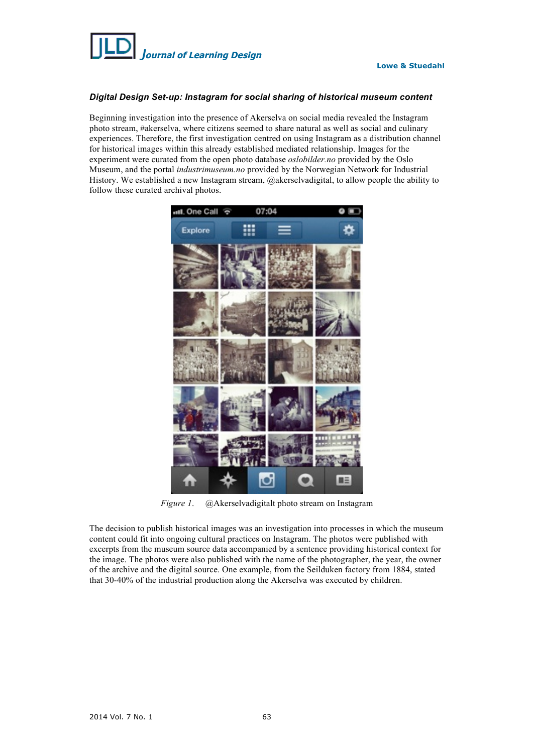#### *Digital Design Set-up: Instagram for social sharing of historical museum content*

Beginning investigation into the presence of Akerselva on social media revealed the Instagram photo stream, #akerselva, where citizens seemed to share natural as well as social and culinary experiences. Therefore, the first investigation centred on using Instagram as a distribution channel for historical images within this already established mediated relationship. Images for the experiment were curated from the open photo database *oslobilder.no* provided by the Oslo Museum, and the portal *industrimuseum.no* provided by the Norwegian Network for Industrial History. We established a new Instagram stream, @akerselvadigital, to allow people the ability to follow these curated archival photos.

*Figure 1.* @Akerselvadigitalt photo stream on Instagram

The decision to publish historical images was an investigation into processes in which the museum content could fit into ongoing cultural practices on Instagram. The photos were published with excerpts from the museum source data accompanied by a sentence providing historical context for the image. The photos were also published with the name of the photographer, the year, the owner of the archive and the digital source. One example, from the Seilduken factory from 1884, stated that 30-40% of the industrial production along the Akerselva was executed by children.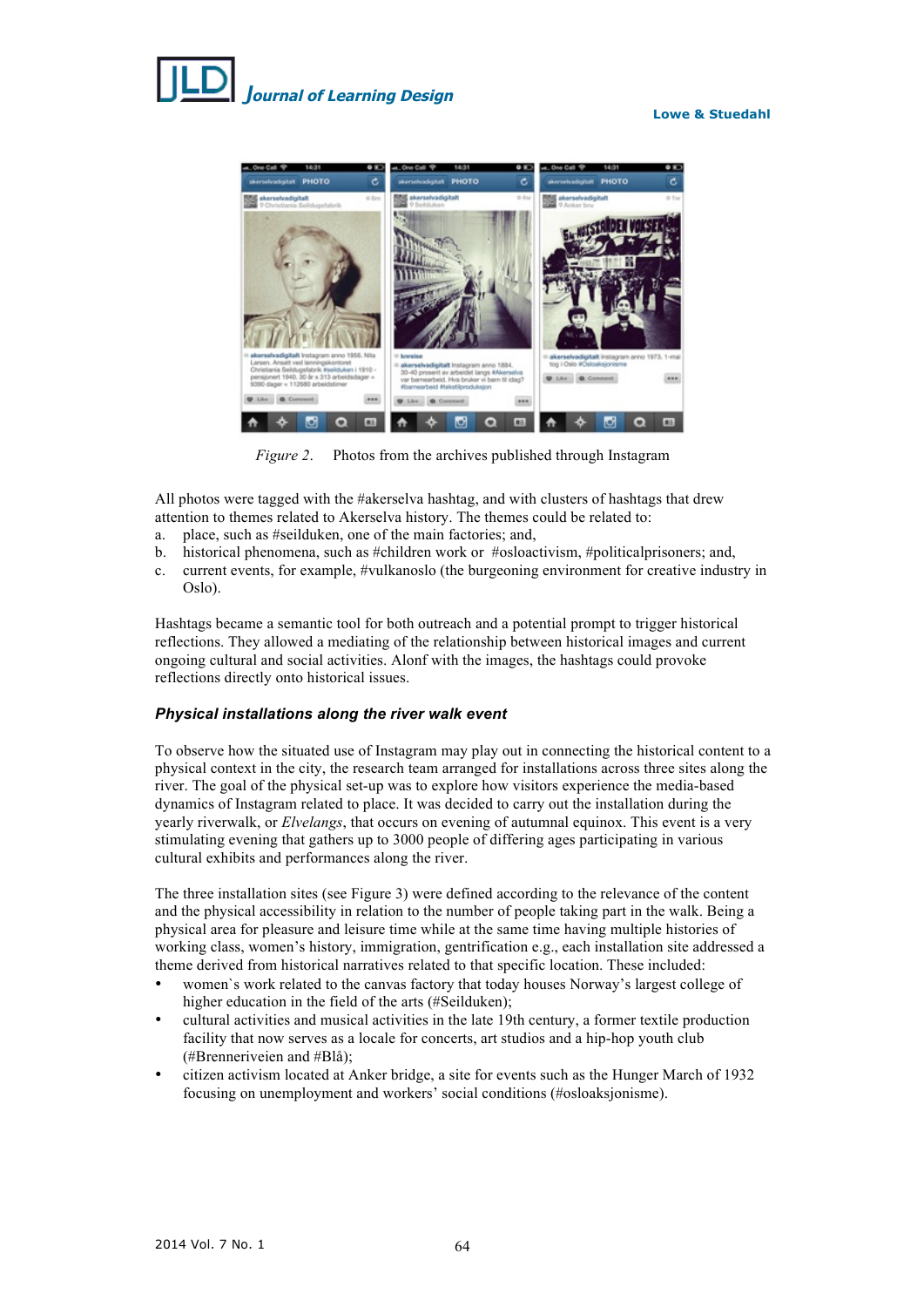*Figure 2*. Photos from the archives published through Instagram

All photos were tagged with the #akerselva hashtag, and with clusters of hashtags that drew attention to themes related to Akerselva history. The themes could be related to:

a. place, such as #seilduken, one of the main factories; and,
b. historical phenomena, such as #children work or #osloactivism, #politicalprisoners; and,
c. current events, for example, #vulkanoslo (the burgeoning environment for creative industry in Oslo).

Hashtags became a semantic tool for both outreach and a potential prompt to trigger historical reflections. They allowed a mediating of the relationship between historical images and current ongoing cultural and social activities. Alonf with the images, the hashtags could provoke reflections directly onto historical issues.

### *Physical installations along the river walk event*

To observe how the situated use of Instagram may play out in connecting the historical content to a physical context in the city, the research team arranged for installations across three sites along the river. The goal of the physical set-up was to explore how visitors experience the media-based dynamics of Instagram related to place. It was decided to carry out the installation during the yearly riverwalk, or *Elvelangs*, that occurs on evening of autumnal equinox. This event is a very stimulating evening that gathers up to 3000 people of differing ages participating in various cultural exhibits and performances along the river.

The three installation sites (see Figure 3) were defined according to the relevance of the content and the physical accessibility in relation to the number of people taking part in the walk. Being a physical area for pleasure and leisure time while at the same time having multiple histories of working class, women's history, immigration, gentrification e.g., each installation site addressed a theme derived from historical narratives related to that specific location. These included:

- women`s work related to the canvas factory that today houses Norway's largest college of higher education in the field of the arts (#Seilduken);
- cultural activities and musical activities in the late 19th century, a former textile production facility that now serves as a locale for concerts, art studios and a hip-hop youth club (#Brenneriveien and #Blå);
- citizen activism located at Anker bridge, a site for events such as the Hunger March of 1932 focusing on unemployment and workers' social conditions (#osloaksjonisme).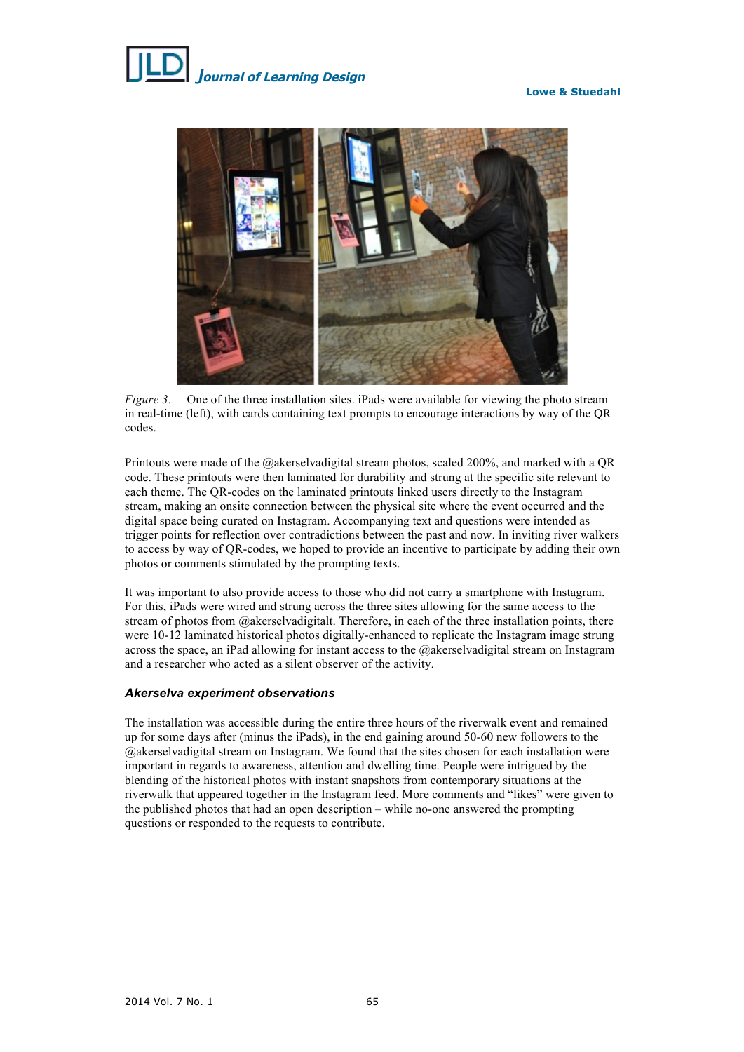*Figure 3*. One of the three installation sites. iPads were available for viewing the photo stream in real-time (left), with cards containing text prompts to encourage interactions by way of the QR codes.

Printouts were made of the @akerselvadigital stream photos, scaled 200%, and marked with a QR code. These printouts were then laminated for durability and strung at the specific site relevant to each theme. The QR-codes on the laminated printouts linked users directly to the Instagram stream, making an onsite connection between the physical site where the event occurred and the digital space being curated on Instagram. Accompanying text and questions were intended as trigger points for reflection over contradictions between the past and now. In inviting river walkers to access by way of QR-codes, we hoped to provide an incentive to participate by adding their own photos or comments stimulated by the prompting texts.

It was important to also provide access to those who did not carry a smartphone with Instagram. For this, iPads were wired and strung across the three sites allowing for the same access to the stream of photos from @akerselvadigitalt. Therefore, in each of the three installation points, there were 10-12 laminated historical photos digitally-enhanced to replicate the Instagram image strung across the space, an iPad allowing for instant access to the @akerselvadigital stream on Instagram and a researcher who acted as a silent observer of the activity.

### *Akerselva experiment observations*

The installation was accessible during the entire three hours of the riverwalk event and remained up for some days after (minus the iPads), in the end gaining around 50-60 new followers to the @akerselvadigital stream on Instagram. We found that the sites chosen for each installation were important in regards to awareness, attention and dwelling time. People were intrigued by the blending of the historical photos with instant snapshots from contemporary situations at the riverwalk that appeared together in the Instagram feed. More comments and "likes" were given to the published photos that had an open description – while no-one answered the prompting questions or responded to the requests to contribute.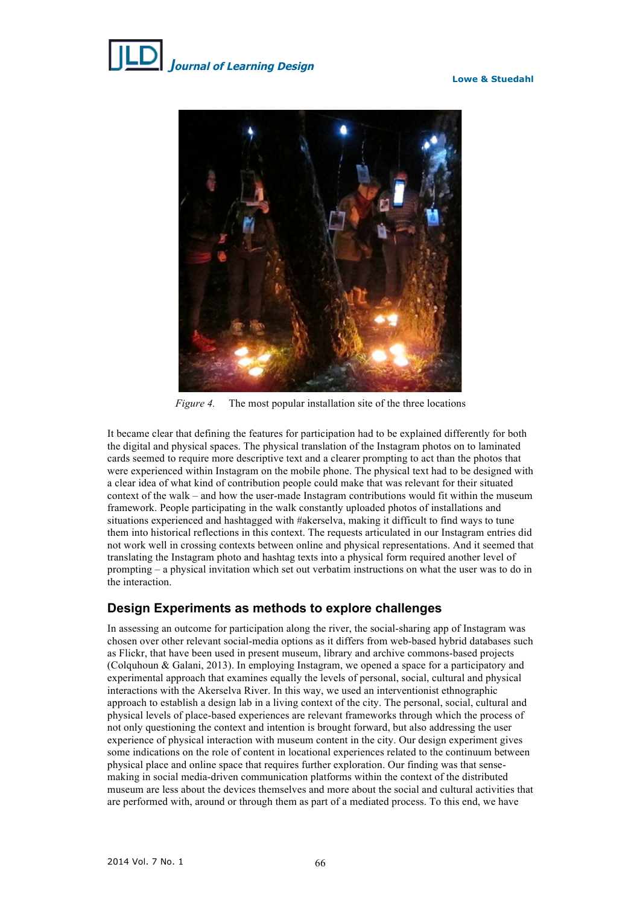*Figure 4.* The most popular installation site of the three locations

It became clear that defining the features for participation had to be explained differently for both the digital and physical spaces. The physical translation of the Instagram photos on to laminated cards seemed to require more descriptive text and a clearer prompting to act than the photos that were experienced within Instagram on the mobile phone. The physical text had to be designed with a clear idea of what kind of contribution people could make that was relevant for their situated context of the walk – and how the user-made Instagram contributions would fit within the museum framework. People participating in the walk constantly uploaded photos of installations and situations experienced and hashtagged with #akerselva, making it difficult to find ways to tune them into historical reflections in this context. The requests articulated in our Instagram entries did not work well in crossing contexts between online and physical representations. And it seemed that translating the Instagram photo and hashtag texts into a physical form required another level of prompting – a physical invitation which set out verbatim instructions on what the user was to do in the interaction.

## Design Experiments as methods to explore challenges

In assessing an outcome for participation along the river, the social-sharing app of Instagram was chosen over other relevant social-media options as it differs from web-based hybrid databases such as Flickr, that have been used in present museum, library and archive commons-based projects (Colquhoun & Galani, 2013). In employing Instagram, we opened a space for a participatory and experimental approach that examines equally the levels of personal, social, cultural and physical interactions with the Akerselva River. In this way, we used an interventionist ethnographic approach to establish a design lab in a living context of the city. The personal, social, cultural and physical levels of place-based experiences are relevant frameworks through which the process of not only questioning the context and intention is brought forward, but also addressing the user experience of physical interaction with museum content in the city. Our design experiment gives some indications on the role of content in locational experiences related to the continuum between physical place and online space that requires further exploration. Our finding was that sense-making in social media-driven communication platforms within the context of the distributed museum are less about the devices themselves and more about the social and cultural activities that are performed with, around or through them as part of a mediated process. To this end, we have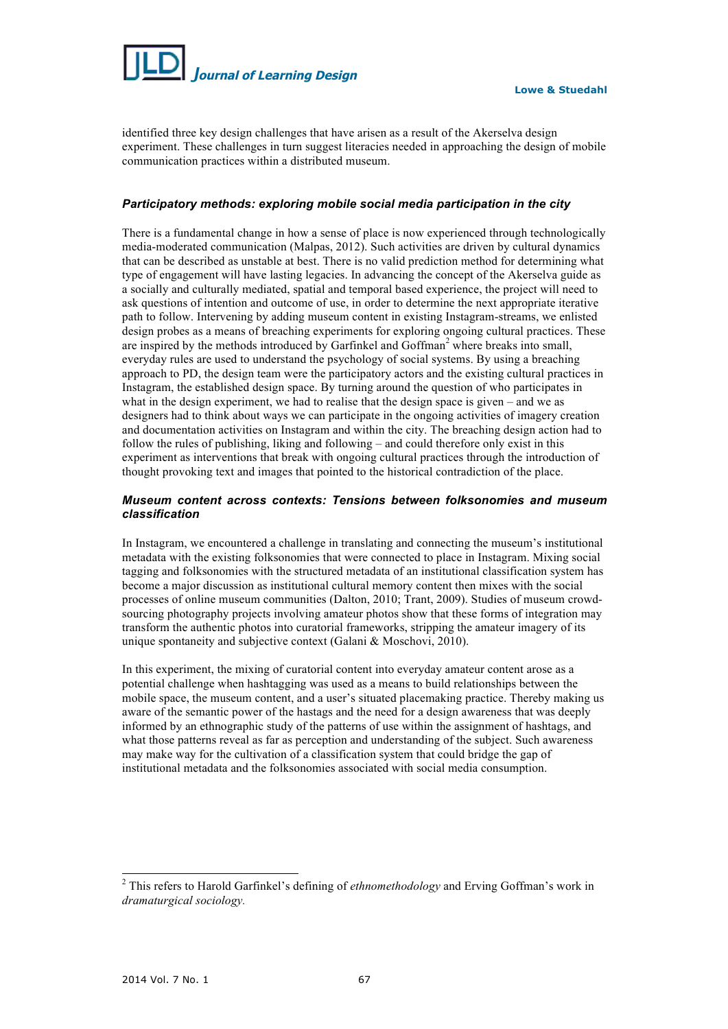identified three key design challenges that have arisen as a result of the Akerselva design experiment. These challenges in turn suggest literacies needed in approaching the design of mobile communication practices within a distributed museum.

### *Participatory methods: exploring mobile social media participation in the city*

There is a fundamental change in how a sense of place is now experienced through technologically media-moderated communication (Malpas, 2012). Such activities are driven by cultural dynamics that can be described as unstable at best. There is no valid prediction method for determining what type of engagement will have lasting legacies. In advancing the concept of the Akerselva guide as a socially and culturally mediated, spatial and temporal based experience, the project will need to ask questions of intention and outcome of use, in order to determine the next appropriate iterative path to follow. Intervening by adding museum content in existing Instagram-streams, we enlisted design probes as a means of breaching experiments for exploring ongoing cultural practices. These are inspired by the methods introduced by Garfinkel and Goffman[2] where breaks into small, everyday rules are used to understand the psychology of social systems. By using a breaching approach to PD, the design team were the participatory actors and the existing cultural practices in Instagram, the established design space. By turning around the question of who participates in what in the design experiment, we had to realise that the design space is given – and we as designers had to think about ways we can participate in the ongoing activities of imagery creation and documentation activities on Instagram and within the city. The breaching design action had to follow the rules of publishing, liking and following – and could therefore only exist in this experiment as interventions that break with ongoing cultural practices through the introduction of thought provoking text and images that pointed to the historical contradiction of the place.

### *Museum content across contexts: Tensions between folksonomies and museum classification*

In Instagram, we encountered a challenge in translating and connecting the museum's institutional metadata with the existing folksonomies that were connected to place in Instagram. Mixing social tagging and folksonomies with the structured metadata of an institutional classification system has become a major discussion as institutional cultural memory content then mixes with the social processes of online museum communities (Dalton, 2010; Trant, 2009). Studies of museum crowd-sourcing photography projects involving amateur photos show that these forms of integration may transform the authentic photos into curatorial frameworks, stripping the amateur imagery of its unique spontaneity and subjective context (Galani & Moschovi, 2010).

In this experiment, the mixing of curatorial content into everyday amateur content arose as a potential challenge when hashtagging was used as a means to build relationships between the mobile space, the museum content, and a user's situated placemaking practice. Thereby making us aware of the semantic power of the hastags and the need for a design awareness that was deeply informed by an ethnographic study of the patterns of use within the assignment of hashtags, and what those patterns reveal as far as perception and understanding of the subject. Such awareness may make way for the cultivation of a classification system that could bridge the gap of institutional metadata and the folksonomies associated with social media consumption.

---

[2] This refers to Harold Garfinkel's defining of *ethnomethodology* and Erving Goffman's work in *dramaturgical sociology.*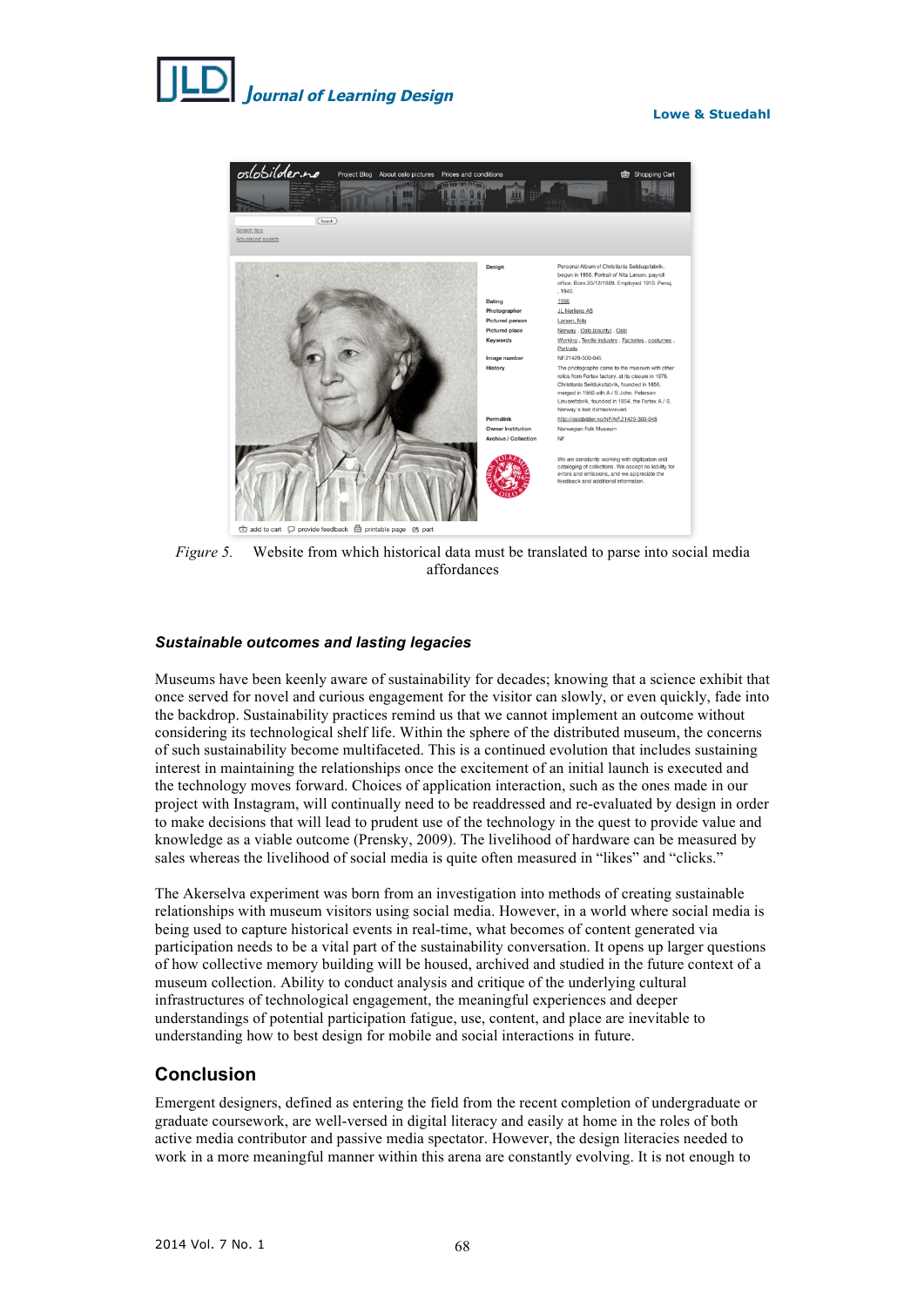*Figure 5.* Website from which historical data must be translated to parse into social media affordances

### *Sustainable outcomes and lasting legacies*

Museums have been keenly aware of sustainability for decades; knowing that a science exhibit that once served for novel and curious engagement for the visitor can slowly, or even quickly, fade into the backdrop. Sustainability practices remind us that we cannot implement an outcome without considering its technological shelf life. Within the sphere of the distributed museum, the concerns of such sustainability become multifaceted. This is a continued evolution that includes sustaining interest in maintaining the relationships once the excitement of an initial launch is executed and the technology moves forward. Choices of application interaction, such as the ones made in our project with Instagram, will continually need to be readdressed and re-evaluated by design in order to make decisions that will lead to prudent use of the technology in the quest to provide value and knowledge as a viable outcome (Prensky, 2009). The livelihood of hardware can be measured by sales whereas the livelihood of social media is quite often measured in "likes" and "clicks."

The Akerselva experiment was born from an investigation into methods of creating sustainable relationships with museum visitors using social media. However, in a world where social media is being used to capture historical events in real-time, what becomes of content generated via participation needs to be a vital part of the sustainability conversation. It opens up larger questions of how collective memory building will be housed, archived and studied in the future context of a museum collection. Ability to conduct analysis and critique of the underlying cultural infrastructures of technological engagement, the meaningful experiences and deeper understandings of potential participation fatigue, use, content, and place are inevitable to understanding how to best design for mobile and social interactions in future.

## Conclusion

Emergent designers, defined as entering the field from the recent completion of undergraduate or graduate coursework, are well-versed in digital literacy and easily at home in the roles of both active media contributor and passive media spectator. However, the design literacies needed to work in a more meaningful manner within this arena are constantly evolving. It is not enough to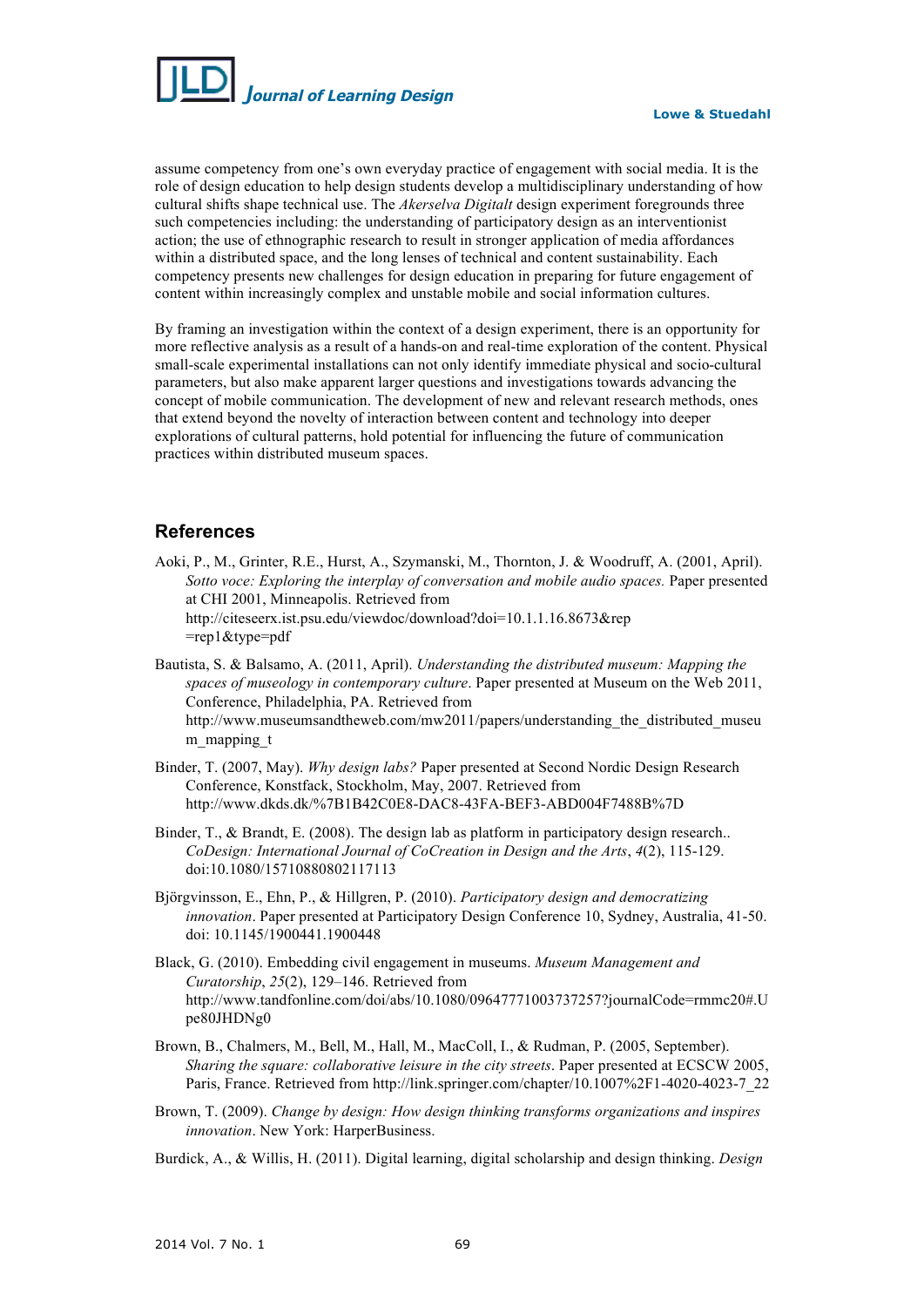assume competency from one's own everyday practice of engagement with social media. It is the role of design education to help design students develop a multidisciplinary understanding of how cultural shifts shape technical use. The *Akerselva Digitalt* design experiment foregrounds three such competencies including: the understanding of participatory design as an interventionist action; the use of ethnographic research to result in stronger application of media affordances within a distributed space, and the long lenses of technical and content sustainability. Each competency presents new challenges for design education in preparing for future engagement of content within increasingly complex and unstable mobile and social information cultures.

By framing an investigation within the context of a design experiment, there is an opportunity for more reflective analysis as a result of a hands-on and real-time exploration of the content. Physical small-scale experimental installations can not only identify immediate physical and socio-cultural parameters, but also make apparent larger questions and investigations towards advancing the concept of mobile communication. The development of new and relevant research methods, ones that extend beyond the novelty of interaction between content and technology into deeper explorations of cultural patterns, hold potential for influencing the future of communication practices within distributed museum spaces.

## References

Aoki, P., M., Grinter, R.E., Hurst, A., Szymanski, M., Thornton, J. & Woodruff, A. (2001, April). *Sotto voce: Exploring the interplay of conversation and mobile audio spaces.* Paper presented at CHI 2001, Minneapolis. Retrieved from http://citeseerx.ist.psu.edu/viewdoc/download?doi=10.1.1.16.8673&rep=rep1&type=pdf

Bautista, S. & Balsamo, A. (2011, April). *Understanding the distributed museum: Mapping the spaces of museology in contemporary culture*. Paper presented at Museum on the Web 2011, Conference, Philadelphia, PA. Retrieved from http://www.museumsandtheweb.com/mw2011/papers/understanding_the_distributed_museum_mapping_t

Binder, T. (2007, May). *Why design labs?* Paper presented at Second Nordic Design Research Conference, Konstfack, Stockholm, May, 2007. Retrieved from http://www.dkds.dk/%7B1B42C0E8-DAC8-43FA-BEF3-ABD004F7488B%7D

Binder, T., & Brandt, E. (2008). The design lab as platform in participatory design research.. *CoDesign: International Journal of CoCreation in Design and the Arts*, *4*(2), 115-129. doi:10.1080/15710880802117113

Björgvinsson, E., Ehn, P., & Hillgren, P. (2010). *Participatory design and democratizing innovation*. Paper presented at Participatory Design Conference 10, Sydney, Australia, 41-50. doi: 10.1145/1900441.1900448

Black, G. (2010). Embedding civil engagement in museums. *Museum Management and Curatorship*, *25*(2), 129–146. Retrieved from http://www.tandfonline.com/doi/abs/10.1080/09647771003737257?journalCode=rmmc20#.Upe80JHDNg0

Brown, B., Chalmers, M., Bell, M., Hall, M., MacColl, I., & Rudman, P. (2005, September). *Sharing the square: collaborative leisure in the city streets*. Paper presented at ECSCW 2005, Paris, France. Retrieved from http://link.springer.com/chapter/10.1007%2F1-4020-4023-7_22

Brown, T. (2009). *Change by design: How design thinking transforms organizations and inspires innovation*. New York: HarperBusiness.

Burdick, A., & Willis, H. (2011). Digital learning, digital scholarship and design thinking. *Design*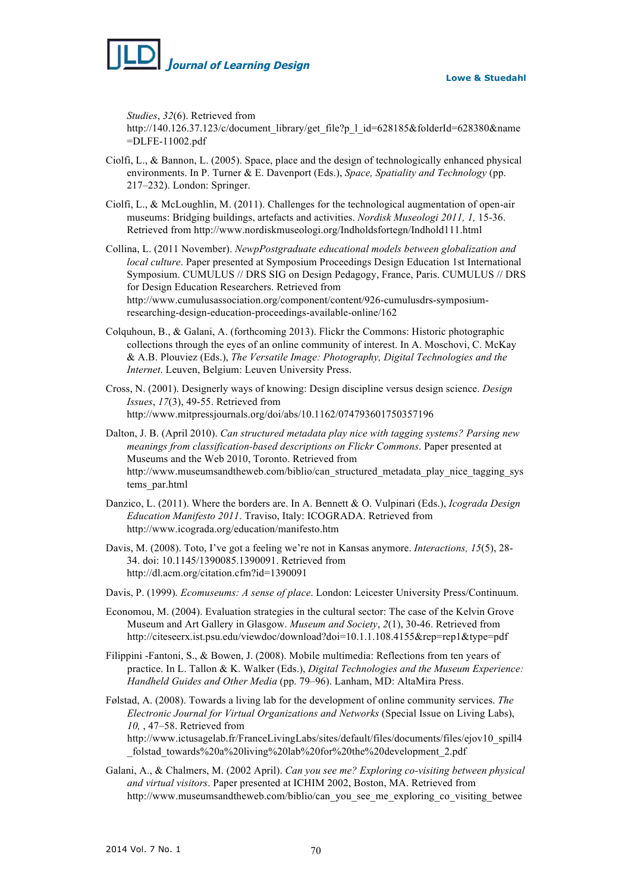*Studies*, *32*(6). Retrieved from http://140.126.37.123/c/document_library/get_file?p_l_id=628185&folderId=628380&name=DLFE-11002.pdf

Ciolfi, L., & Bannon, L. (2005). Space, place and the design of technologically enhanced physical environments. In P. Turner & E. Davenport (Eds.), *Space, Spatiality and Technology* (pp. 217–232). London: Springer.

Ciolfi, L., & McLoughlin, M. (2011). Challenges for the technological augmentation of open-air museums: Bridging buildings, artefacts and activities. *Nordisk Museologi 2011, 1,* 15-36. Retrieved from http://www.nordiskmuseologi.org/Indholdsfortegn/Indhold111.html

Collina, L. (2011 November). *NewpPostgraduate educational models between globalization and local culture*. Paper presented at Symposium Proceedings Design Education 1st International Symposium. CUMULUS // DRS SIG on Design Pedagogy, France, Paris. CUMULUS // DRS for Design Education Researchers. Retrieved from http://www.cumulusassociation.org/component/content/926-cumulusdrs-symposium-researching-design-education-proceedings-available-online/162

Colquhoun, B., & Galani, A. (forthcoming 2013). Flickr the Commons: Historic photographic collections through the eyes of an online community of interest. In A. Moschovi, C. McKay & A.B. Plouviez (Eds.), *The Versatile Image: Photography, Digital Technologies and the Internet*. Leuven, Belgium: Leuven University Press.

Cross, N. (2001). Designerly ways of knowing: Design discipline versus design science. *Design Issues*, *17*(3), 49-55. Retrieved from http://www.mitpressjournals.org/doi/abs/10.1162/074793601750357196

Dalton, J. B. (April 2010). *Can structured metadata play nice with tagging systems? Parsing new meanings from classification-based descriptions on Flickr Commons*. Paper presented at Museums and the Web 2010, Toronto. Retrieved from http://www.museumsandtheweb.com/biblio/can_structured_metadata_play_nice_tagging_systems_par.html

Danzico, L. (2011). Where the borders are. In A. Bennett & O. Vulpinari (Eds.), *Icograda Design Education Manifesto 2011*. Traviso, Italy: ICOGRADA. Retrieved from http://www.icograda.org/education/manifesto.htm

Davis, M. (2008). Toto, I've got a feeling we're not in Kansas anymore. *Interactions, 15*(5), 28-34. doi: 10.1145/1390085.1390091. Retrieved from http://dl.acm.org/citation.cfm?id=1390091

Davis, P. (1999). *Ecomuseums: A sense of place*. London: Leicester University Press/Continuum.

Economou, M. (2004). Evaluation strategies in the cultural sector: The case of the Kelvin Grove Museum and Art Gallery in Glasgow. *Museum and Society*, *2*(1), 30-46. Retrieved from http://citeseerx.ist.psu.edu/viewdoc/download?doi=10.1.1.108.4155&rep=rep1&type=pdf

Filippini -Fantoni, S., & Bowen, J. (2008). Mobile multimedia: Reflections from ten years of practice. In L. Tallon & K. Walker (Eds.), *Digital Technologies and the Museum Experience: Handheld Guides and Other Media* (pp. 79–96). Lanham, MD: AltaMira Press.

Følstad, A. (2008). Towards a living lab for the development of online community services. *The Electronic Journal for Virtual Organizations and Networks* (Special Issue on Living Labs), *10,* , 47–58. Retrieved from http://www.ictusagelab.fr/FranceLivingLabs/sites/default/files/documents/files/ejov10_spill4_folstad_towards%20a%20living%20lab%20for%20the%20development_2.pdf

Galani, A., & Chalmers, M. (2002 April). *Can you see me? Exploring co-visiting between physical and virtual visitors*. Paper presented at ICHIM 2002, Boston, MA. Retrieved from http://www.museumsandtheweb.com/biblio/can_you_see_me_exploring_co_visiting_betwee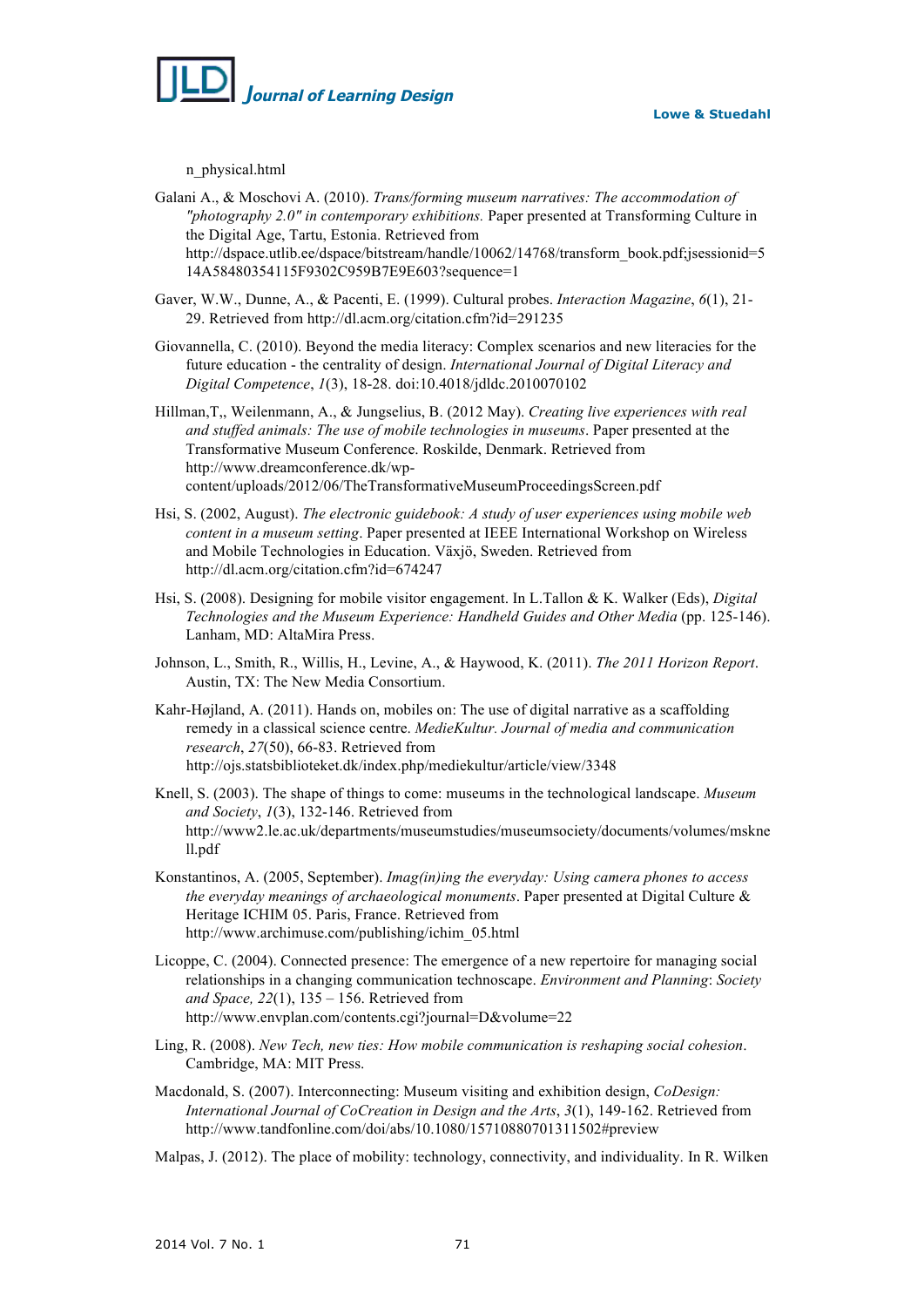n_physical.html

Galani A., & Moschovi A. (2010). *Trans/forming museum narratives: The accommodation of "photography 2.0" in contemporary exhibitions.* Paper presented at Transforming Culture in the Digital Age, Tartu, Estonia. Retrieved from http://dspace.utlib.ee/dspace/bitstream/handle/10062/14768/transform_book.pdf;jsessionid=514A58480354115F9302C959B7E9E603?sequence=1

Gaver, W.W., Dunne, A., & Pacenti, E. (1999). Cultural probes. *Interaction Magazine*, *6*(1), 21-29. Retrieved from http://dl.acm.org/citation.cfm?id=291235

Giovannella, C. (2010). Beyond the media literacy: Complex scenarios and new literacies for the future education - the centrality of design. *International Journal of Digital Literacy and Digital Competence*, *1*(3), 18-28. doi:10.4018/jdldc.2010070102

Hillman,T,, Weilenmann, A., & Jungselius, B. (2012 May). *Creating live experiences with real and stuffed animals: The use of mobile technologies in museums*. Paper presented at the Transformative Museum Conference. Roskilde, Denmark. Retrieved from http://www.dreamconference.dk/wp-content/uploads/2012/06/TheTransformativeMuseumProceedingsScreen.pdf

Hsi, S. (2002, August). *The electronic guidebook: A study of user experiences using mobile web content in a museum setting*. Paper presented at IEEE International Workshop on Wireless and Mobile Technologies in Education. Växjö, Sweden. Retrieved from http://dl.acm.org/citation.cfm?id=674247

Hsi, S. (2008). Designing for mobile visitor engagement. In L.Tallon & K. Walker (Eds), *Digital Technologies and the Museum Experience: Handheld Guides and Other Media* (pp. 125-146). Lanham, MD: AltaMira Press.

Johnson, L., Smith, R., Willis, H., Levine, A., & Haywood, K. (2011). *The 2011 Horizon Report*. Austin, TX: The New Media Consortium.

Kahr-Højland, A. (2011). Hands on, mobiles on: The use of digital narrative as a scaffolding remedy in a classical science centre. *MedieKultur. Journal of media and communication research*, *27*(50), 66-83. Retrieved from http://ojs.statsbiblioteket.dk/index.php/mediekultur/article/view/3348

Knell, S. (2003). The shape of things to come: museums in the technological landscape. *Museum and Society*, *1*(3), 132-146. Retrieved from http://www2.le.ac.uk/departments/museumstudies/museumsociety/documents/volumes/msknell.pdf

Konstantinos, A. (2005, September). *Imag(in)ing the everyday: Using camera phones to access the everyday meanings of archaeological monuments*. Paper presented at Digital Culture & Heritage ICHIM 05. Paris, France. Retrieved from http://www.archimuse.com/publishing/ichim_05.html

Licoppe, C. (2004). Connected presence: The emergence of a new repertoire for managing social relationships in a changing communication technoscape. *Environment and Planning*: *Society and Space, 22*(1), 135 – 156. Retrieved from http://www.envplan.com/contents.cgi?journal=D&volume=22

Ling, R. (2008). *New Tech, new ties: How mobile communication is reshaping social cohesion*. Cambridge, MA: MIT Press.

Macdonald, S. (2007). Interconnecting: Museum visiting and exhibition design, *CoDesign: International Journal of CoCreation in Design and the Arts*, *3*(1), 149-162. Retrieved from http://www.tandfonline.com/doi/abs/10.1080/15710880701311502#preview

Malpas, J. (2012). The place of mobility: technology, connectivity, and individuality. In R. Wilken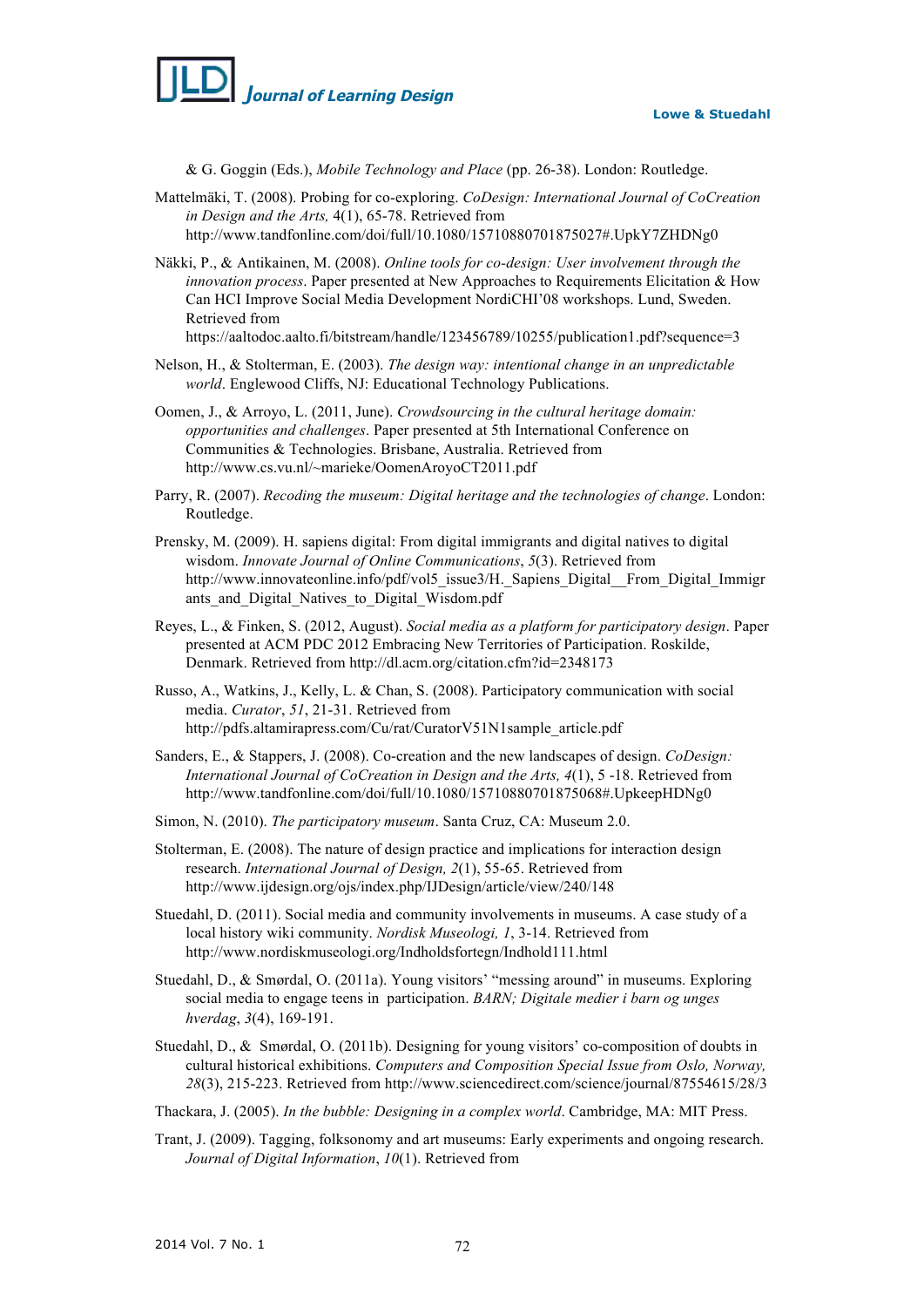& G. Goggin (Eds.), *Mobile Technology and Place* (pp. 26-38). London: Routledge.

Mattelmäki, T. (2008). Probing for co-exploring. *CoDesign: International Journal of CoCreation in Design and the Arts,* 4(1), 65-78. Retrieved from http://www.tandfonline.com/doi/full/10.1080/15710880701875027#.UpkY7ZHDNg0

Näkki, P., & Antikainen, M. (2008). *Online tools for co-design: User involvement through the innovation process*. Paper presented at New Approaches to Requirements Elicitation & How Can HCI Improve Social Media Development NordiCHI'08 workshops. Lund, Sweden. Retrieved from https://aaltodoc.aalto.fi/bitstream/handle/123456789/10255/publication1.pdf?sequence=3

Nelson, H., & Stolterman, E. (2003). *The design way: intentional change in an unpredictable world*. Englewood Cliffs, NJ: Educational Technology Publications.

Oomen, J., & Arroyo, L. (2011, June). *Crowdsourcing in the cultural heritage domain: opportunities and challenges*. Paper presented at 5th International Conference on Communities & Technologies. Brisbane, Australia. Retrieved from http://www.cs.vu.nl/~marieke/OomenAroyoCT2011.pdf

Parry, R. (2007). *Recoding the museum: Digital heritage and the technologies of change*. London: Routledge.

Prensky, M. (2009). H. sapiens digital: From digital immigrants and digital natives to digital wisdom. *Innovate Journal of Online Communications*, *5*(3). Retrieved from http://www.innovateonline.info/pdf/vol5_issue3/H._Sapiens_Digital__From_Digital_Immigrants_and_Digital_Natives_to_Digital_Wisdom.pdf

Reyes, L., & Finken, S. (2012, August). *Social media as a platform for participatory design*. Paper presented at ACM PDC 2012 Embracing New Territories of Participation. Roskilde, Denmark. Retrieved from http://dl.acm.org/citation.cfm?id=2348173

Russo, A., Watkins, J., Kelly, L. & Chan, S. (2008). Participatory communication with social media. *Curator*, *51*, 21-31. Retrieved from http://pdfs.altamirapress.com/Cu/rat/CuratorV51N1sample_article.pdf

Sanders, E., & Stappers, J. (2008). Co-creation and the new landscapes of design. *CoDesign: International Journal of CoCreation in Design and the Arts, 4*(1), 5 -18. Retrieved from http://www.tandfonline.com/doi/full/10.1080/15710880701875068#.UpkeepHDNg0

Simon, N. (2010). *The participatory museum*. Santa Cruz, CA: Museum 2.0.

Stolterman, E. (2008). The nature of design practice and implications for interaction design research. *International Journal of Design, 2*(1), 55-65. Retrieved from http://www.ijdesign.org/ojs/index.php/IJDesign/article/view/240/148

Stuedahl, D. (2011). Social media and community involvements in museums. A case study of a local history wiki community. *Nordisk Museologi, 1*, 3-14. Retrieved from http://www.nordiskmuseologi.org/Indholdsfortegn/Indhold111.html

Stuedahl, D., & Smørdal, O. (2011a). Young visitors' "messing around" in museums. Exploring social media to engage teens in participation. *BARN; Digitale medier i barn og unges hverdag*, *3*(4), 169-191.

Stuedahl, D., & Smørdal, O. (2011b). Designing for young visitors' co-composition of doubts in cultural historical exhibitions. *Computers and Composition Special Issue from Oslo, Norway, 28*(3), 215-223. Retrieved from http://www.sciencedirect.com/science/journal/87554615/28/3

Thackara, J. (2005). *In the bubble: Designing in a complex world*. Cambridge, MA: MIT Press.

Trant, J. (2009). Tagging, folksonomy and art museums: Early experiments and ongoing research. *Journal of Digital Information*, *10*(1). Retrieved from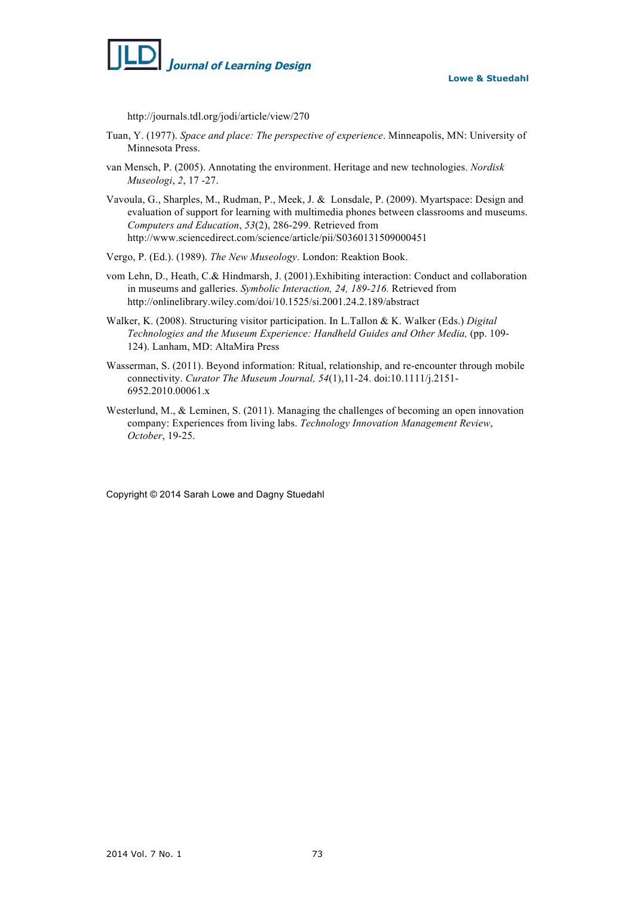http://journals.tdl.org/jodi/article/view/270

Tuan, Y. (1977). *Space and place: The perspective of experience*. Minneapolis, MN: University of Minnesota Press.

van Mensch, P. (2005). Annotating the environment. Heritage and new technologies. *Nordisk Museologi*, *2*, 17 -27.

Vavoula, G., Sharples, M., Rudman, P., Meek, J. & Lonsdale, P. (2009). Myartspace: Design and evaluation of support for learning with multimedia phones between classrooms and museums. *Computers and Education*, *53*(2), 286-299. Retrieved from http://www.sciencedirect.com/science/article/pii/S0360131509000451

Vergo, P. (Ed.). (1989). *The New Museology*. London: Reaktion Book.

vom Lehn, D., Heath, C.& Hindmarsh, J. (2001).Exhibiting interaction: Conduct and collaboration in museums and galleries. *Symbolic Interaction, 24, 189-216.* Retrieved from http://onlinelibrary.wiley.com/doi/10.1525/si.2001.24.2.189/abstract

Walker, K. (2008). Structuring visitor participation. In L.Tallon & K. Walker (Eds.) *Digital Technologies and the Museum Experience: Handheld Guides and Other Media,* (pp. 109-124). Lanham, MD: AltaMira Press

Wasserman, S. (2011). Beyond information: Ritual, relationship, and re-encounter through mobile connectivity. *Curator The Museum Journal, 54*(1),11-24. doi:10.1111/j.2151-6952.2010.00061.x

Westerlund, M., & Leminen, S. (2011). Managing the challenges of becoming an open innovation company: Experiences from living labs. *Technology Innovation Management Review*, *October*, 19-25.

Copyright © 2014 Sarah Lowe and Dagny Stuedahl